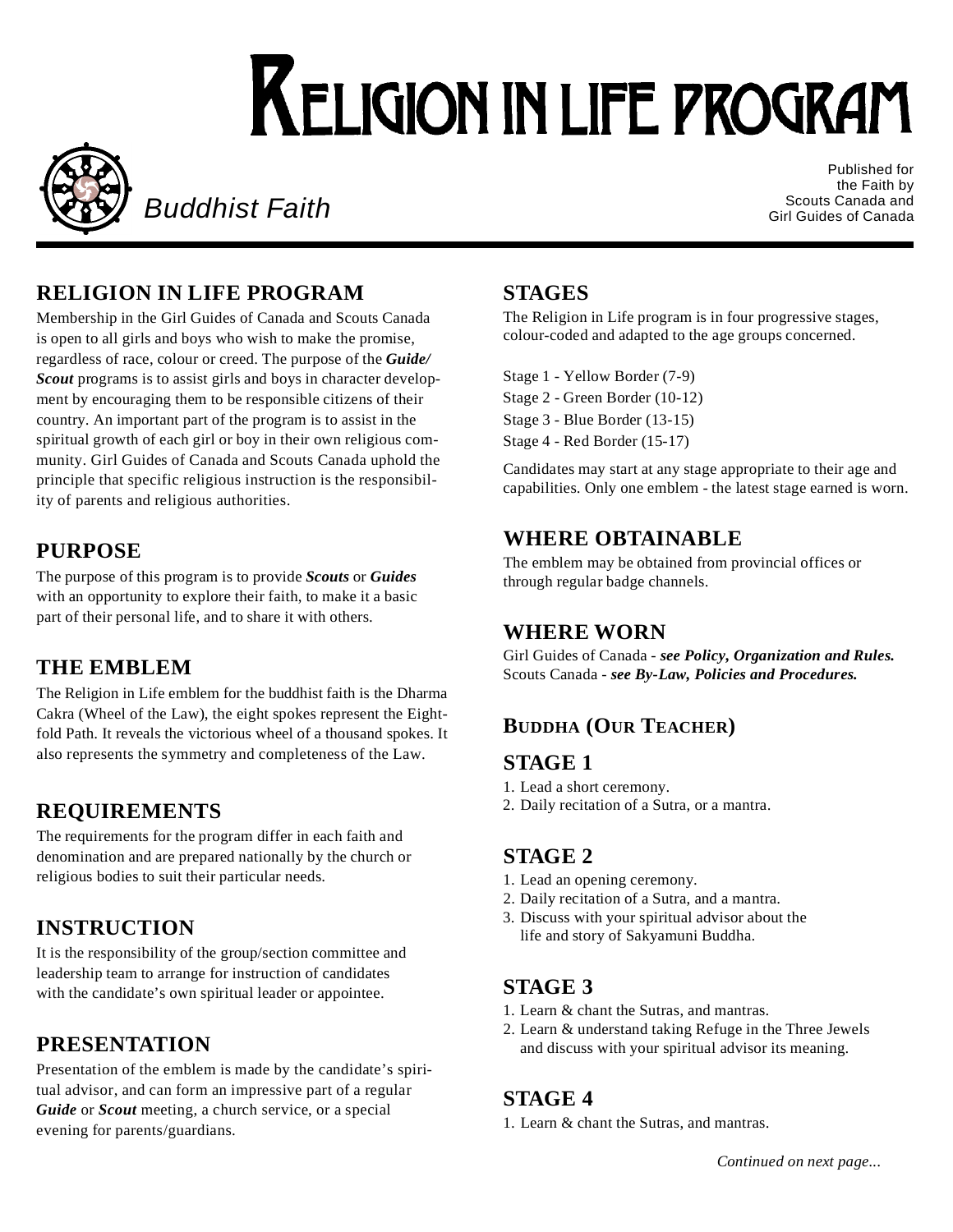# Religion in Life Program

*Buddhist Faith*

Published for the Faith by Scouts Canada and Girl Guides of Canada

## RELIGION IN LIFE PROGRAM

Membership in the Girl Guides of Canada and Scouts Canada is open to all girls and boys who wish to make the promise, regardless of race, colour or creed. The purpose of the ***Guide/ Scout*** programs is to assist girls and boys in character development by encouraging them to be responsible citizens of their country. An important part of the program is to assist in the spiritual growth of each girl or boy in their own religious community. Girl Guides of Canada and Scouts Canada uphold the principle that specific religious instruction is the responsibility of parents and religious authorities.

## PURPOSE

The purpose of this program is to provide ***Scouts*** or ***Guides*** with an opportunity to explore their faith, to make it a basic part of their personal life, and to share it with others.

## THE EMBLEM

The Religion in Life emblem for the buddhist faith is the Dharma Cakra (Wheel of the Law), the eight spokes represent the Eightfold Path. It reveals the victorious wheel of a thousand spokes. It also represents the symmetry and completeness of the Law.

## REQUIREMENTS

The requirements for the program differ in each faith and denomination and are prepared nationally by the church or religious bodies to suit their particular needs.

## INSTRUCTION

It is the responsibility of the group/section committee and leadership team to arrange for instruction of candidates with the candidate's own spiritual leader or appointee.

## PRESENTATION

Presentation of the emblem is made by the candidate's spiritual advisor, and can form an impressive part of a regular ***Guide*** or ***Scout*** meeting, a church service, or a special evening for parents/guardians.

## STAGES

The Religion in Life program is in four progressive stages, colour-coded and adapted to the age groups concerned.

Stage 1 - Yellow Border (7-9)
Stage 2 - Green Border (10-12)
Stage 3 - Blue Border (13-15)
Stage 4 - Red Border (15-17)

Candidates may start at any stage appropriate to their age and capabilities. Only one emblem - the latest stage earned is worn.

## WHERE OBTAINABLE

The emblem may be obtained from provincial offices or through regular badge channels.

## WHERE WORN

Girl Guides of Canada - ***see Policy, Organization and Rules.***
Scouts Canada - ***see By-Law, Policies and Procedures.***

### BUDDHA (OUR TEACHER)

## STAGE 1

1. Lead a short ceremony.
2. Daily recitation of a Sutra, or a mantra.

## STAGE 2

1. Lead an opening ceremony.
2. Daily recitation of a Sutra, and a mantra.
3. Discuss with your spiritual advisor about the life and story of Sakyamuni Buddha.

## STAGE 3

1. Learn & chant the Sutras, and mantras.
2. Learn & understand taking Refuge in the Three Jewels and discuss with your spiritual advisor its meaning.

## STAGE 4

1. Learn & chant the Sutras, and mantras.

*Continued on next page...*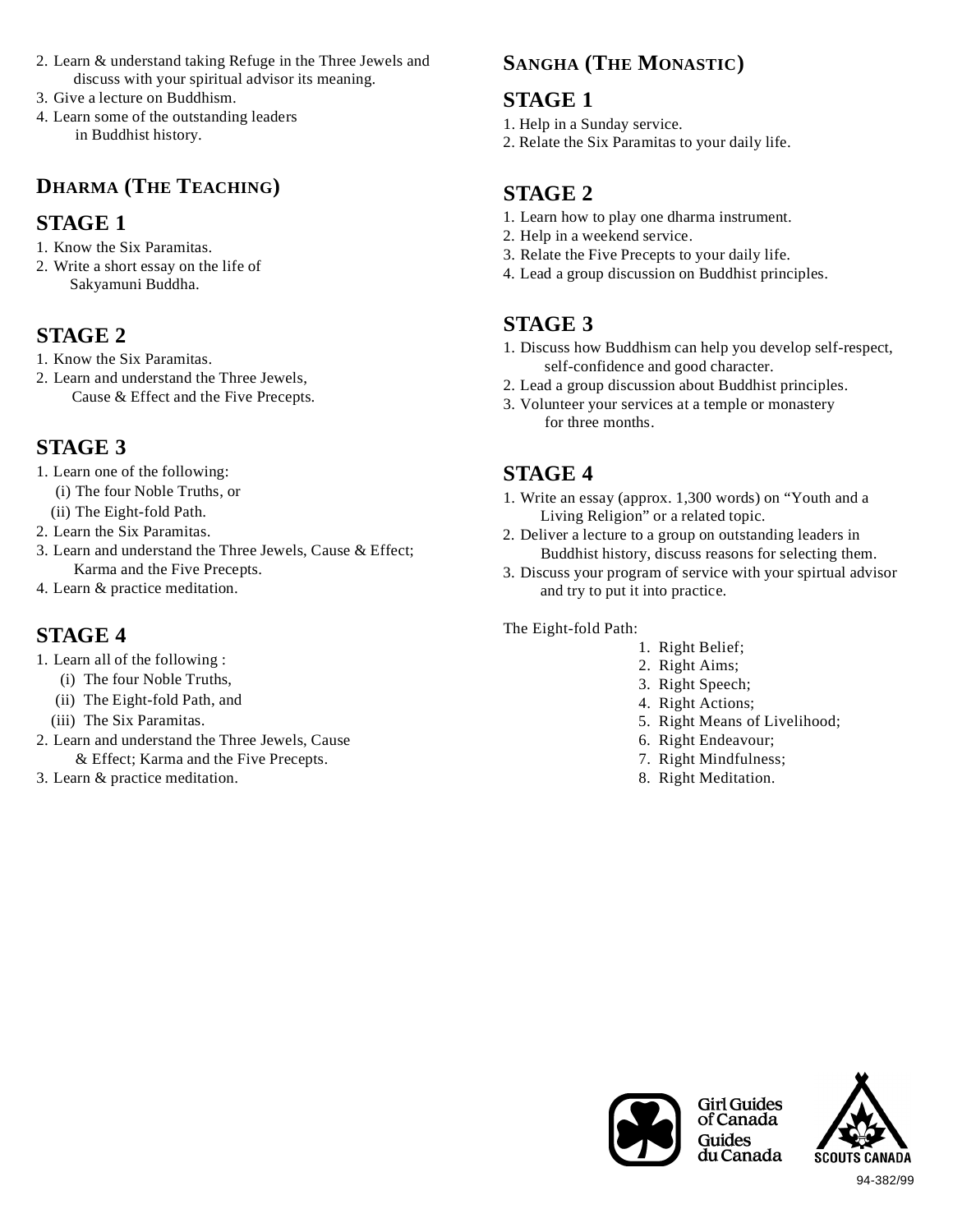2. Learn & understand taking Refuge in the Three Jewels and discuss with your spiritual advisor its meaning.
3. Give a lecture on Buddhism.
4. Learn some of the outstanding leaders in Buddhist history.

## DHARMA (THE TEACHING)

### STAGE 1

1. Know the Six Paramitas.
2. Write a short essay on the life of Sakyamuni Buddha.

### STAGE 2

1. Know the Six Paramitas.
2. Learn and understand the Three Jewels, Cause & Effect and the Five Precepts.

### STAGE 3

1. Learn one of the following:
   (i) The four Noble Truths, or
   (ii) The Eight-fold Path.
2. Learn the Six Paramitas.
3. Learn and understand the Three Jewels, Cause & Effect; Karma and the Five Precepts.
4. Learn & practice meditation.

### STAGE 4

1. Learn all of the following :
   (i) The four Noble Truths,
   (ii) The Eight-fold Path, and
   (iii) The Six Paramitas.
2. Learn and understand the Three Jewels, Cause & Effect; Karma and the Five Precepts.
3. Learn & practice meditation.

## SANGHA (THE MONASTIC)

### STAGE 1

1. Help in a Sunday service.
2. Relate the Six Paramitas to your daily life.

### STAGE 2

1. Learn how to play one dharma instrument.
2. Help in a weekend service.
3. Relate the Five Precepts to your daily life.
4. Lead a group discussion on Buddhist principles.

### STAGE 3

1. Discuss how Buddhism can help you develop self-respect, self-confidence and good character.
2. Lead a group discussion about Buddhist principles.
3. Volunteer your services at a temple or monastery for three months.

### STAGE 4

1. Write an essay (approx. 1,300 words) on "Youth and a Living Religion" or a related topic.
2. Deliver a lecture to a group on outstanding leaders in Buddhist history, discuss reasons for selecting them.
3. Discuss your program of service with your spirtual advisor and try to put it into practice.

The Eight-fold Path:

1. Right Belief;
2. Right Aims;
3. Right Speech;
4. Right Actions;
5. Right Means of Livelihood;
6. Right Endeavour;
7. Right Mindfulness;
8. Right Meditation.

Girl Guides of Canada
Guides du Canada

SCOUTS CANADA

94-382/99